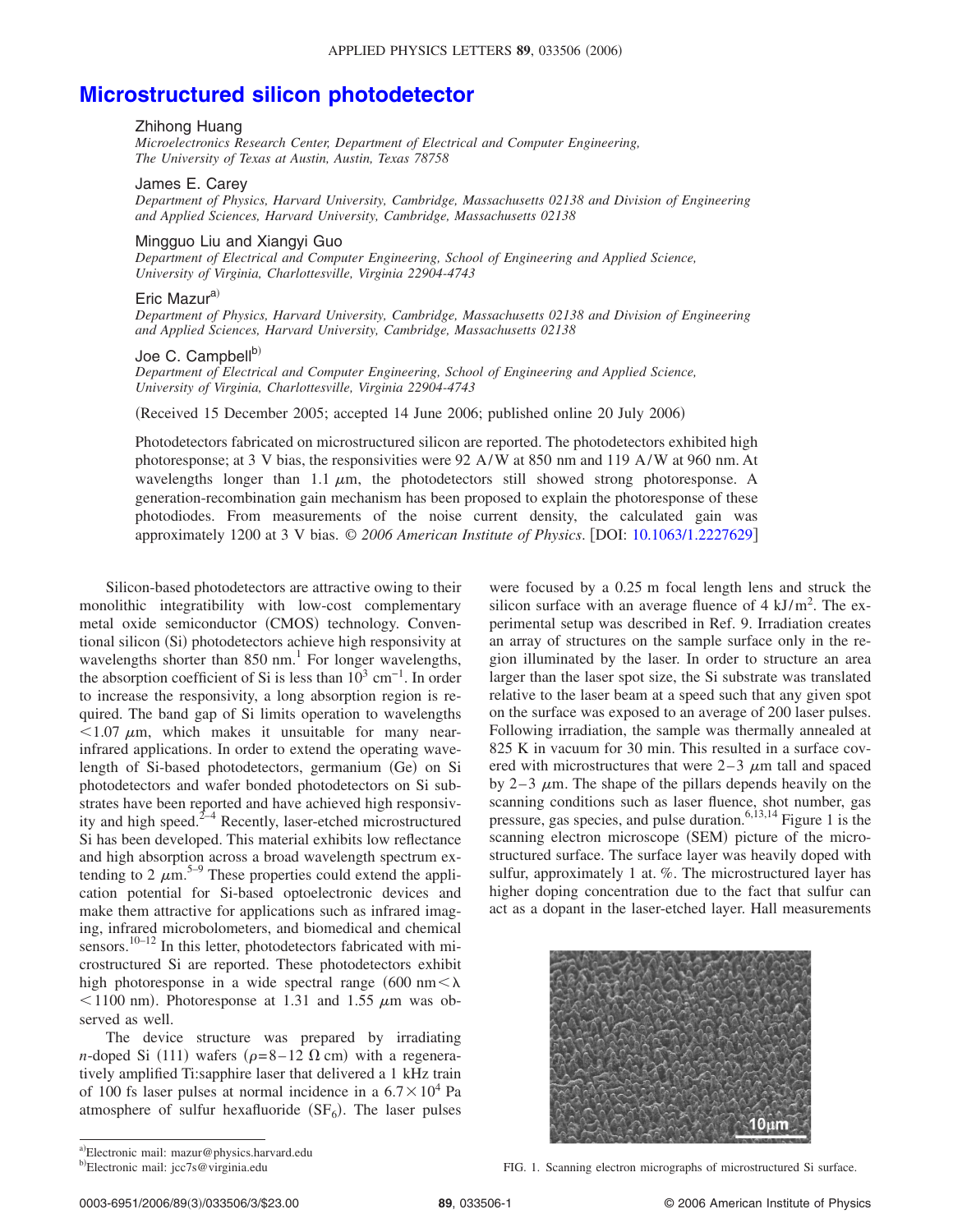# Microstructured silicon photodetector

Zhihong Huang
*Microelectronics Research Center, Department of Electrical and Computer Engineering, The University of Texas at Austin, Austin, Texas 78758*

James E. Carey
*Department of Physics, Harvard University, Cambridge, Massachusetts 02138 and Division of Engineering and Applied Sciences, Harvard University, Cambridge, Massachusetts 02138*

Mingguo Liu and Xiangyi Guo
*Department of Electrical and Computer Engineering, School of Engineering and Applied Science, University of Virginia, Charlottesville, Virginia 22904-4743*

Eric Mazur[a)]
*Department of Physics, Harvard University, Cambridge, Massachusetts 02138 and Division of Engineering and Applied Sciences, Harvard University, Cambridge, Massachusetts 02138*

Joe C. Campbell[b)]
*Department of Electrical and Computer Engineering, School of Engineering and Applied Science, University of Virginia, Charlottesville, Virginia 22904-4743*

(Received 15 December 2005; accepted 14 June 2006; published online 20 July 2006)

Photodetectors fabricated on microstructured silicon are reported. The photodetectors exhibited high photoresponse; at 3 V bias, the responsivities were 92 A/W at 850 nm and 119 A/W at 960 nm. At wavelengths longer than 1.1 $\mu$m, the photodetectors still showed strong photoresponse. A generation-recombination gain mechanism has been proposed to explain the photoresponse of these photodiodes. From measurements of the noise current density, the calculated gain was approximately 1200 at 3 V bias. *© 2006 American Institute of Physics.* [DOI: 10.1063/1.2227629]

Silicon-based photodetectors are attractive owing to their monolithic integritability with low-cost complementary metal oxide semiconductor (CMOS) technology. Conventional silicon (Si) photodetectors achieve high responsivity at wavelengths shorter than 850 nm.[1] For longer wavelengths, the absorption coefficient of Si is less than $10^3$ cm$^{-1}$. In order to increase the responsivity, a long absorption region is required. The band gap of Si limits operation to wavelengths $<1.07$ $\mu$m, which makes it unsuitable for many near-infrared applications. In order to extend the operating wavelength of Si-based photodetectors, germanium (Ge) on Si photodetectors and wafer bonded photodetectors on Si substrates have been reported and have achieved high responsivity and high speed.[2–4] Recently, laser-etched microstructured Si has been developed. This material exhibits low reflectance and high absorption across a broad wavelength spectrum extending to 2 $\mu$m.[5–9] These properties could extend the application potential for Si-based optoelectronic devices and make them attractive for applications such as infrared imaging, infrared microbolometers, and biomedical and chemical sensors.[10–12] In this letter, photodetectors fabricated with microstructured Si are reported. These photodetectors exhibit high photoresponse in a wide spectral range (600 nm$<\lambda$ $<$1100 nm). Photoresponse at 1.31 and 1.55 $\mu$m was observed as well.

The device structure was prepared by irradiating *n*-doped Si (111) wafers ($\rho$=8–12 $\Omega$ cm) with a regeneratively amplified Ti:sapphire laser that delivered a 1 kHz train of 100 fs laser pulses at normal incidence in a $6.7\times10^4$ Pa atmosphere of sulfur hexafluoride ($SF_6$). The laser pulses were focused by a 0.25 m focal length lens and struck the silicon surface with an average fluence of 4 kJ/m$^2$. The experimental setup was described in Ref. 9. Irradiation creates an array of structures on the sample surface only in the region illuminated by the laser. In order to structure an area larger than the laser spot size, the Si substrate was translated relative to the laser beam at a speed such that any given spot on the surface was exposed to an average of 200 laser pulses. Following irradiation, the sample was thermally annealed at 825 K in vacuum for 30 min. This resulted in a surface covered with microstructures that were 2–3 $\mu$m tall and spaced by 2–3 $\mu$m. The shape of the pillars depends heavily on the scanning conditions such as laser fluence, shot number, gas pressure, gas species, and pulse duration.[6,13,14] Figure 1 is the scanning electron microscope (SEM) picture of the microstructured surface. The surface layer was heavily doped with sulfur, approximately 1 at. %. The microstructured layer has higher doping concentration due to the fact that sulfur can act as a dopant in the laser-etched layer. Hall measurements

10μm

FIG. 1. Scanning electron micrographs of microstructured Si surface.

[a)]Electronic mail: mazur@physics.harvard.edu
[b)]Electronic mail: jcc7s@virginia.edu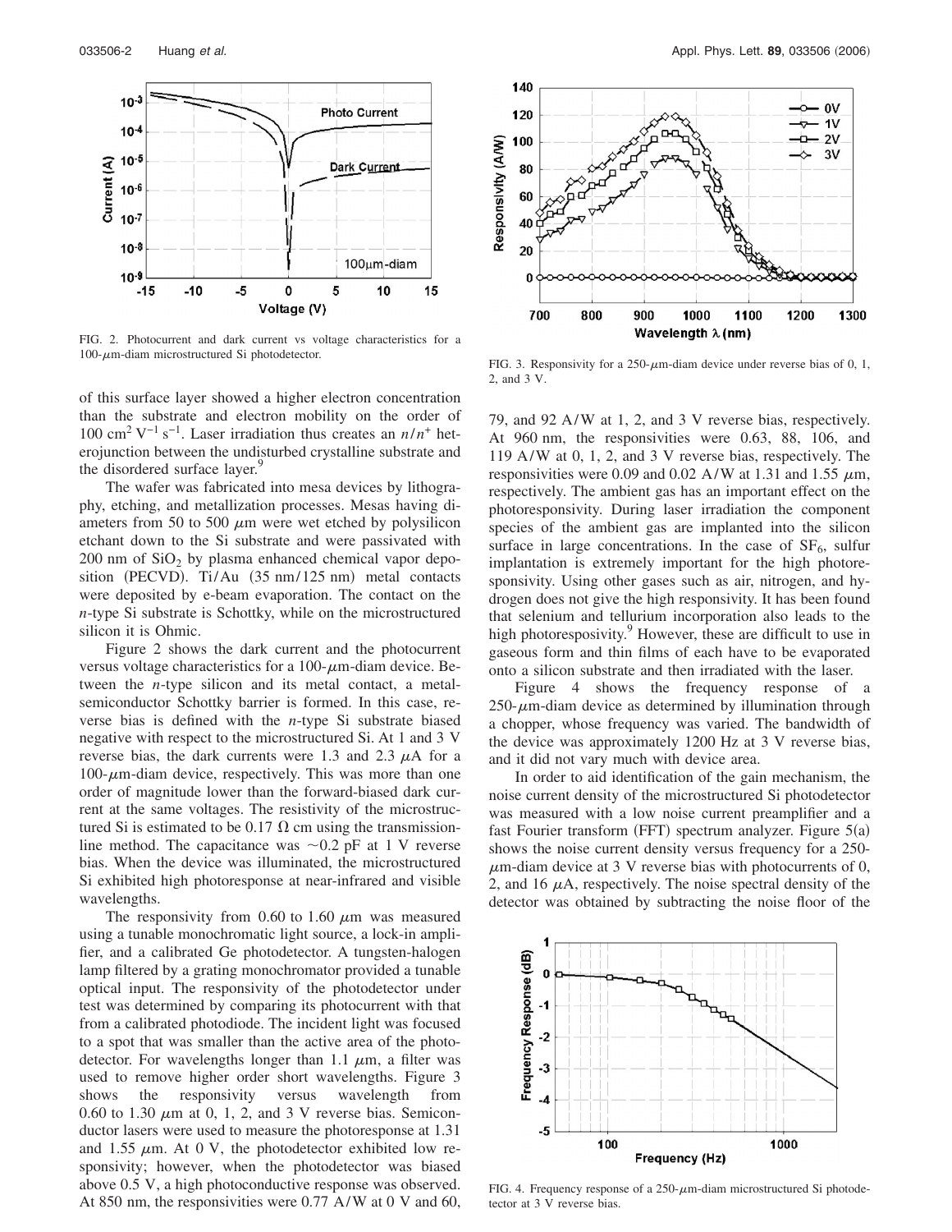10^-3
10^-4
10^-5
10^-6
10^-7
10^-8
10^-9
Current (A)
-15 -10 -5 0 5 10 15
Voltage (V)
Photo Current
Dark Current
100μm-diam

FIG. 2. Photocurrent and dark current vs voltage characteristics for a 100-$\mu$m-diam microstructured Si photodetector.

of this surface layer showed a higher electron concentration than the substrate and electron mobility on the order of 100 $cm^2 V^{-1} s^{-1}$. Laser irradiation thus creates an $n/n^+$ heterojunction between the undisturbed crystalline substrate and the disordered surface layer.[9]

The wafer was fabricated into mesa devices by lithography, etching, and metallization processes. Mesas having diameters from 50 to 500 $\mu$m were wet etched by polysilicon etchant down to the Si substrate and were passivated with 200 nm of $SiO_2$ by plasma enhanced chemical vapor deposition (PECVD). Ti/Au (35 nm/125 nm) metal contacts were deposited by e-beam evaporation. The contact on the *n*-type Si substrate is Schottky, while on the microstructured silicon it is Ohmic.

Figure 2 shows the dark current and the photocurrent versus voltage characteristics for a 100-$\mu$m-diam device. Between the *n*-type silicon and its metal contact, a metal-semiconductor Schottky barrier is formed. In this case, reverse bias is defined with the *n*-type Si substrate biased negative with respect to the microstructured Si. At 1 and 3 V reverse bias, the dark currents were 1.3 and 2.3 $\mu$A for a 100-$\mu$m-diam device, respectively. This was more than one order of magnitude lower than the forward-biased dark current at the same voltages. The resistivity of the microstructured Si is estimated to be 0.17 $\Omega$ cm using the transmission-line method. The capacitance was ~0.2 pF at 1 V reverse bias. When the device was illuminated, the microstructured Si exhibited high photoresponse at near-infrared and visible wavelengths.

The responsivity from 0.60 to 1.60 $\mu$m was measured using a tunable monochromatic light source, a lock-in amplifier, and a calibrated Ge photodetector. A tungsten-halogen lamp filtered by a grating monochromator provided a tunable optical input. The responsivity of the photodetector under test was determined by comparing its photocurrent with that from a calibrated photodiode. The incident light was focused to a spot that was smaller than the active area of the photodetector. For wavelengths longer than 1.1 $\mu$m, a filter was used to remove higher order short wavelengths. Figure 3 shows the responsivity versus wavelength from 0.60 to 1.30 $\mu$m at 0, 1, 2, and 3 V reverse bias. Semiconductor lasers were used to measure the photoresponse at 1.31 and 1.55 $\mu$m. At 0 V, the photodetector exhibited low responsivity; however, when the photodetector was biased above 0.5 V, a high photoconductive response was observed. At 850 nm, the responsivities were 0.77 A/W at 0 V and 60, 79, and 92 A/W at 1, 2, and 3 V reverse bias, respectively. At 960 nm, the responsivities were 0.63, 88, 106, and 119 A/W at 0, 1, 2, and 3 V reverse bias, respectively. The responsivities were 0.09 and 0.02 A/W at 1.31 and 1.55 $\mu$m, respectively. The ambient gas has an important effect on the photoresponsivity. During laser irradiation the component species of the ambient gas are implanted into the silicon surface in large concentrations. In the case of $SF_6$, sulfur implantation is extremely important for the high photoresponsivity. Using other gases such as air, nitrogen, and hydrogen does not give the high responsivity. It has been found that selenium and tellurium incorporation also leads to the high photoresponsivity.[9] However, these are difficult to use in gaseous form and thin films of each have to be evaporated onto a silicon substrate and then irradiated with the laser.

140
120
100
80
60
40
20
0
Responsivity (A/W)
700 800 900 1000 1100 1200 1300
Wavelength λ (nm)
0V
1V
2V
3V

FIG. 3. Responsivity for a 250-$\mu$m-diam device under reverse bias of 0, 1, 2, and 3 V.

Figure 4 shows the frequency response of a 250-$\mu$m-diam device as determined by illumination through a chopper, whose frequency was varied. The bandwidth of the device was approximately 1200 Hz at 3 V reverse bias, and it did not vary much with device area.

In order to aid identification of the gain mechanism, the noise current density of the microstructured Si photodetector was measured with a low noise current preamplifier and a fast Fourier transform (FFT) spectrum analyzer. Figure 5(a) shows the noise current density versus frequency for a 250-$\mu$m-diam device at 3 V reverse bias with photocurrents of 0, 2, and 16 $\mu$A, respectively. The noise spectral density of the detector was obtained by subtracting the noise floor of the

1
0
-1
-2
-3
-4
-5
Frequency Response (dB)
100 1000
Frequency (Hz)

FIG. 4. Frequency response of a 250-$\mu$m-diam microstructured Si photodetector at 3 V reverse bias.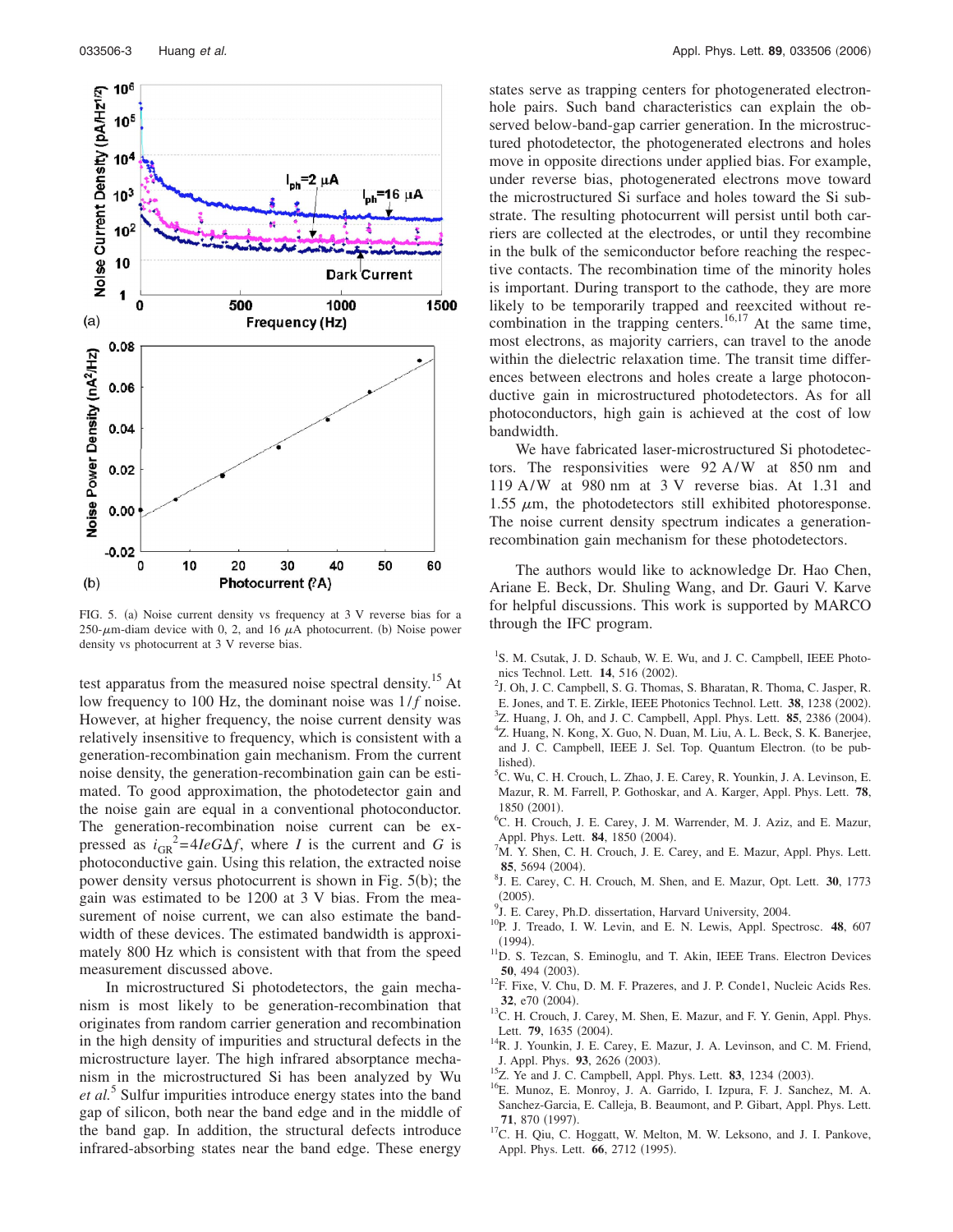(a)

Noise Current Density (pA/Hz^{1/2})

10^6

10^5

10^4

10^3

10^2

10

1

0 500 1000 1500

Frequency (Hz)

I_ph=2 μA

I_ph=16 μA

Dark Current

(b)

Noise Power Density (nA²/Hz)

0.08

0.06

0.04

0.02

0.00

-0.02

0 10 20 30 40 50 60

Photocurrent (?A)

FIG. 5. (a) Noise current density vs frequency at 3 V reverse bias for a 250-$\mu$m-diam device with 0, 2, and 16 $\mu$A photocurrent. (b) Noise power density vs photocurrent at 3 V reverse bias.

test apparatus from the measured noise spectral density.[15] At low frequency to 100 Hz, the dominant noise was $1/f$ noise. However, at higher frequency, the noise current density was relatively insensitive to frequency, which is consistent with a generation-recombination gain mechanism. From the current noise density, the generation-recombination gain can be estimated. To good approximation, the photodetector gain and the noise gain are equal in a conventional photoconductor. The generation-recombination noise current can be expressed as $i_{GR}^2 = 4IeG\Delta f$, where $I$ is the current and $G$ is photoconductive gain. Using this relation, the extracted noise power density versus photocurrent is shown in Fig. 5(b); the gain was estimated to be 1200 at 3 V bias. From the measurement of noise current, we can also estimate the bandwidth of these devices. The estimated bandwidth is approximately 800 Hz which is consistent with that from the speed measurement discussed above.

In microstructured Si photodetectors, the gain mechanism is most likely to be generation-recombination that originates from random carrier generation and recombination in the high density of impurities and structural defects in the microstructure layer. The high infrared absorptance mechanism in the microstructured Si has been analyzed by Wu *et al.*[5] Sulfur impurities introduce energy states into the band gap of silicon, both near the band edge and in the middle of the band gap. In addition, the structural defects introduce infrared-absorbing states near the band edge. These energy states serve as trapping centers for photogenerated electron-hole pairs. Such band characteristics can explain the observed below-band-gap carrier generation. In the microstructured photodetector, the photogenerated electrons and holes move in opposite directions under applied bias. For example, under reverse bias, photogenerated electrons move toward the microstructured Si surface and holes toward the Si substrate. The resulting photocurrent will persist until both carriers are collected at the electrodes, or until they recombine in the bulk of the semiconductor before reaching the respective contacts. The recombination time of the minority holes is important. During transport to the cathode, they are more likely to be temporarily trapped and reexcited without recombination in the trapping centers.[16,17] At the same time, most electrons, as majority carriers, can travel to the anode within the dielectric relaxation time. The transit time differences between electrons and holes create a large photoconductive gain in microstructured photodetectors. As for all photoconductors, high gain is achieved at the cost of low bandwidth.

We have fabricated laser-microstructured Si photodetectors. The responsivities were 92 A/W at 850 nm and 119 A/W at 980 nm at 3 V reverse bias. At 1.31 and 1.55 $\mu$m, the photodetectors still exhibited photoresponse. The noise current density spectrum indicates a generation-recombination gain mechanism for these photodetectors.

The authors would like to acknowledge Dr. Hao Chen, Ariane E. Beck, Dr. Shuling Wang, and Dr. Gauri V. Karve for helpful discussions. This work is supported by MARCO through the IFC program.

[1] S. M. Csutak, J. D. Schaub, W. E. Wu, and J. C. Campbell, IEEE Photonics Technol. Lett. **14**, 516 (2002).
[2] J. Oh, J. C. Campbell, S. G. Thomas, S. Bharatan, R. Thoma, C. Jasper, R. E. Jones, and T. E. Zirkle, IEEE Photonics Technol. Lett. **38**, 1238 (2002).
[3] Z. Huang, J. Oh, and J. C. Campbell, Appl. Phys. Lett. **85**, 2386 (2004).
[4] Z. Huang, N. Kong, X. Guo, N. Duan, M. Liu, A. L. Beck, S. K. Banerjee, and J. C. Campbell, IEEE J. Sel. Top. Quantum Electron. (to be published).
[5] C. Wu, C. H. Crouch, L. Zhao, J. E. Carey, R. Younkin, J. A. Levinson, E. Mazur, R. M. Farrell, P. Gothoskar, and A. Karger, Appl. Phys. Lett. **78**, 1850 (2001).
[6] C. H. Crouch, J. E. Carey, J. M. Warrender, M. J. Aziz, and E. Mazur, Appl. Phys. Lett. **84**, 1850 (2004).
[7] M. Y. Shen, C. H. Crouch, J. E. Carey, and E. Mazur, Appl. Phys. Lett. **85**, 5694 (2004).
[8] J. E. Carey, C. H. Crouch, M. Shen, and E. Mazur, Opt. Lett. **30**, 1773 (2005).
[9] J. E. Carey, Ph.D. dissertation, Harvard University, 2004.
[10] P. J. Treado, I. W. Levin, and E. N. Lewis, Appl. Spectrosc. **48**, 607 (1994).
[11] D. S. Tezcan, S. Eminoglu, and T. Akin, IEEE Trans. Electron Devices **50**, 494 (2003).
[12] F. Fixe, V. Chu, D. M. F. Prazeres, and J. P. Conde1, Nucleic Acids Res. **32**, e70 (2004).
[13] C. H. Crouch, J. E. Carey, M. Shen, E. Mazur, and F. Y. Genin, Appl. Phys. Lett. **79**, 1635 (2004).
[14] R. J. Younkin, J. E. Carey, E. Mazur, J. A. Levinson, and C. M. Friend, J. Appl. Phys. **93**, 2626 (2003).
[15] Z. Ye and J. C. Campbell, Appl. Phys. Lett. **83**, 1234 (2003).
[16] E. Munoz, E. Monroy, J. A. Garrido, I. Izpura, F. J. Sanchez, M. A. Sanchez-Garcia, E. Calleja, B. Beaumont, and P. Gibart, Appl. Phys. Lett. **71**, 870 (1997).
[17] C. H. Qiu, C. Hoggatt, W. Melton, M. W. Leksono, and J. I. Pankove, Appl. Phys. Lett. **66**, 2712 (1995).